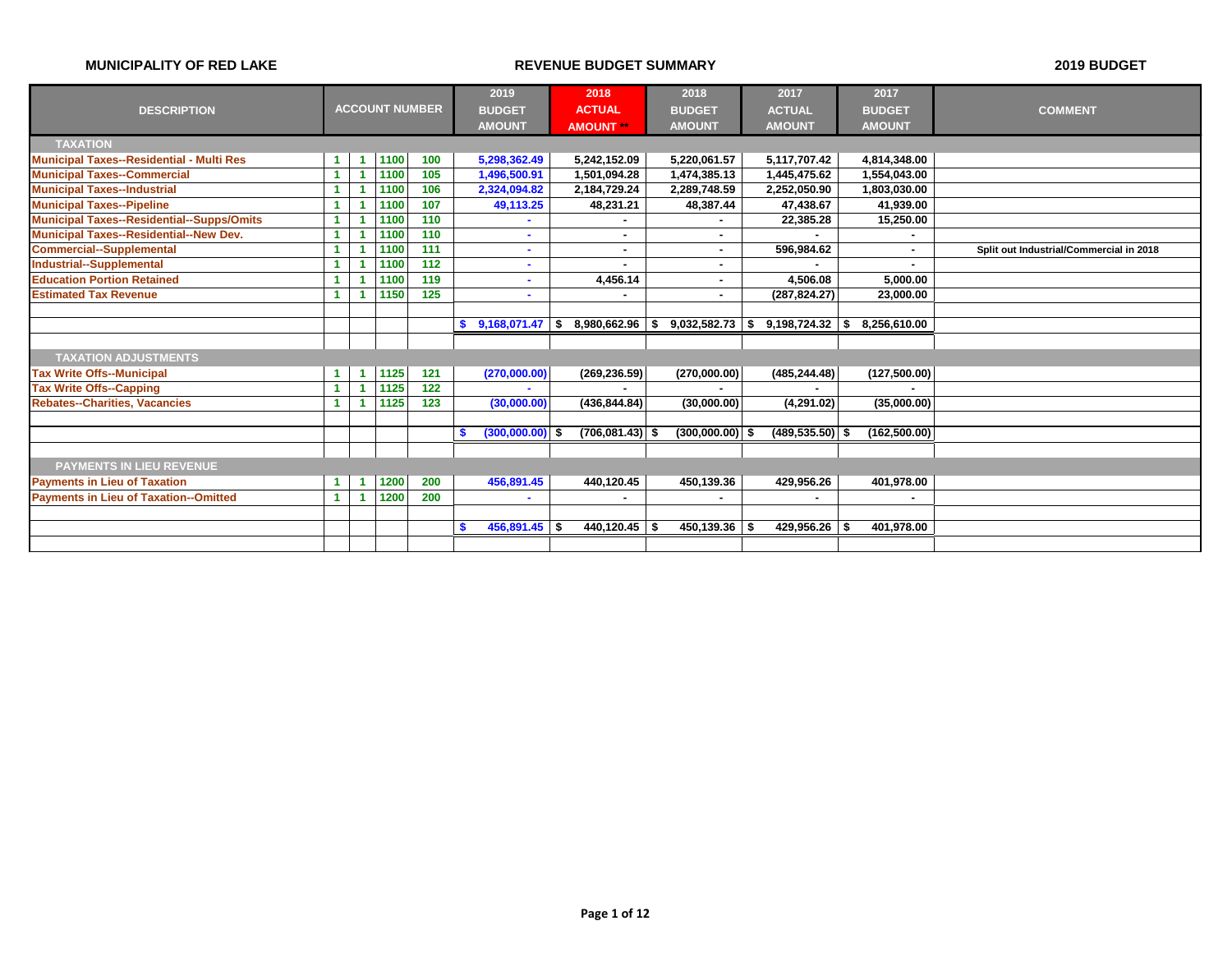**MUNICIPALITY OF RED LAKE** — **REVENUE BUDGET SUMMARY** — **2019 BUDGET**

| DESCRIPTION | ACCOUNT NUMBER | | | | 2019 BUDGET AMOUNT | 2018 ACTUAL AMOUNT ** | 2018 BUDGET AMOUNT | 2017 ACTUAL AMOUNT | 2017 BUDGET AMOUNT | COMMENT |
|---|---|---|---|---|---|---|---|---|---|---|
| **TAXATION** | | | | | | | | | | |
| Municipal Taxes--Residential - Multi Res | 1 | 1 | 1100 | 100 | 5,298,362.49 | 5,242,152.09 | 5,220,061.57 | 5,117,707.42 | 4,814,348.00 | |
| Municipal Taxes--Commercial | 1 | 1 | 1100 | 105 | 1,496,500.91 | 1,501,094.28 | 1,474,385.13 | 1,445,475.62 | 1,554,043.00 | |
| Municipal Taxes--Industrial | 1 | 1 | 1100 | 106 | 2,324,094.82 | 2,184,729.24 | 2,289,748.59 | 2,252,050.90 | 1,803,030.00 | |
| Municipal Taxes--Pipeline | 1 | 1 | 1100 | 107 | 49,113.25 | 48,231.21 | 48,387.44 | 47,438.67 | 41,939.00 | |
| Municipal Taxes--Residential--Supps/Omits | 1 | 1 | 1100 | 110 | - | - | - | 22,385.28 | 15,250.00 | |
| Municipal Taxes--Residential--New Dev. | 1 | 1 | 1100 | 110 | - | - | - | - | - | |
| Commercial--Supplemental | 1 | 1 | 1100 | 111 | - | - | - | 596,984.62 | - | Split out Industrial/Commercial in 2018 |
| Industrial--Supplemental | 1 | 1 | 1100 | 112 | - | - | - | - | - | |
| Education Portion Retained | 1 | 1 | 1100 | 119 | - | 4,456.14 | - | 4,506.08 | 5,000.00 | |
| Estimated Tax Revenue | 1 | 1 | 1150 | 125 | - | - | - | (287,824.27) | 23,000.00 | |
| | | | | | $ 9,168,071.47 | $ 8,980,662.96 | $ 9,032,582.73 | $ 9,198,724.32 | $ 8,256,610.00 | |
| **TAXATION ADJUSTMENTS** | | | | | | | | | | |
| Tax Write Offs--Municipal | 1 | 1 | 1125 | 121 | (270,000.00) | (269,236.59) | (270,000.00) | (485,244.48) | (127,500.00) | |
| Tax Write Offs--Capping | 1 | 1 | 1125 | 122 | - | - | - | - | - | |
| Rebates--Charities, Vacancies | 1 | 1 | 1125 | 123 | (30,000.00) | (436,844.84) | (30,000.00) | (4,291.02) | (35,000.00) | |
| | | | | | $ (300,000.00) | $ (706,081.43) | $ (300,000.00) | $ (489,535.50) | $ (162,500.00) | |
| **PAYMENTS IN LIEU REVENUE** | | | | | | | | | | |
| Payments in Lieu of Taxation | 1 | 1 | 1200 | 200 | 456,891.45 | 440,120.45 | 450,139.36 | 429,956.26 | 401,978.00 | |
| Payments in Lieu of Taxation--Omitted | 1 | 1 | 1200 | 200 | - | - | - | - | - | |
| | | | | | $ 456,891.45 | $ 440,120.45 | $ 450,139.36 | $ 429,956.26 | $ 401,978.00 | |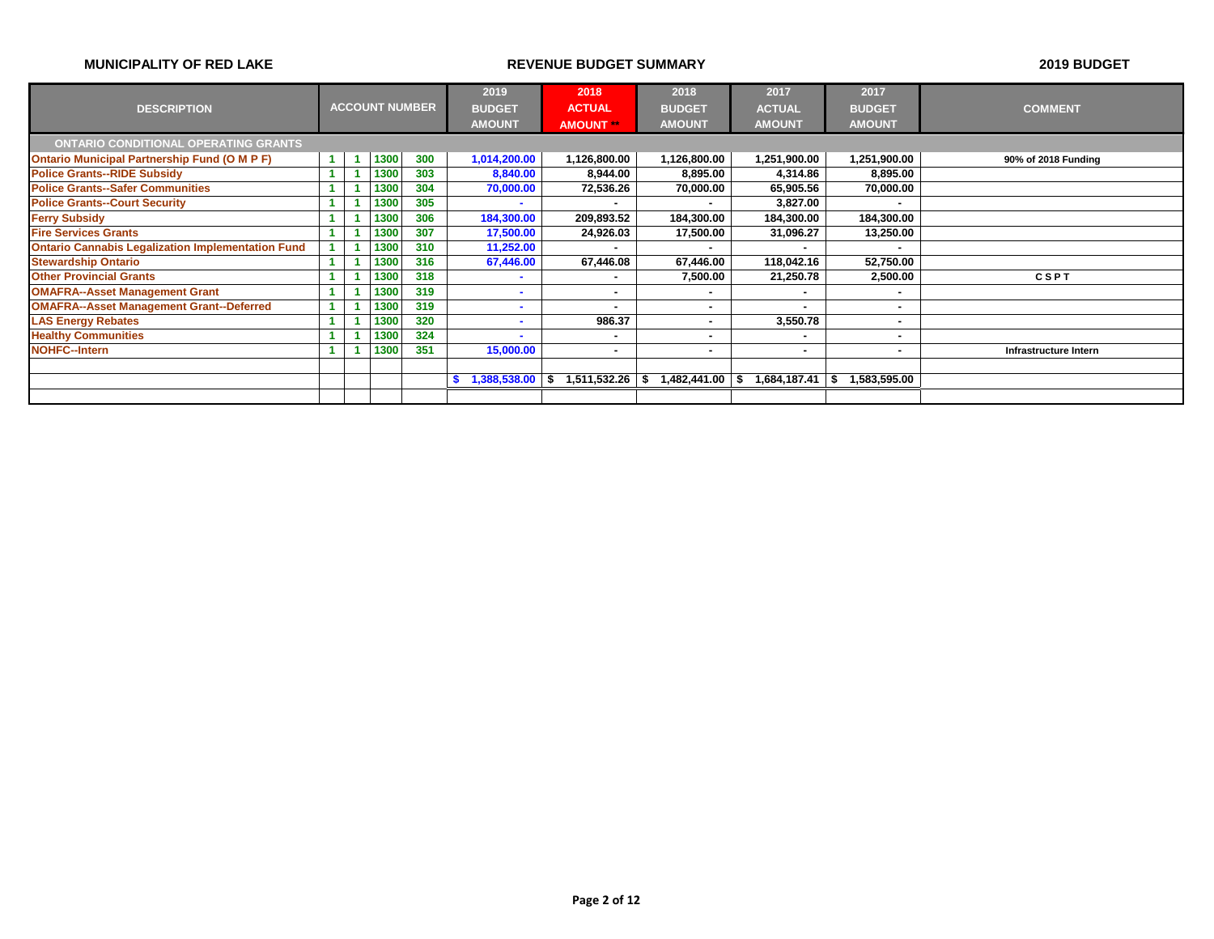**MUNICIPALITY OF RED LAKE** — **REVENUE BUDGET SUMMARY** — **2019 BUDGET**

| DESCRIPTION | ACCOUNT NUMBER | | | | 2019 BUDGET AMOUNT | 2018 ACTUAL AMOUNT ** | 2018 BUDGET AMOUNT | 2017 ACTUAL AMOUNT | 2017 BUDGET AMOUNT | COMMENT |
|---|---|---|---|---|---|---|---|---|---|---|
| **ONTARIO CONDITIONAL OPERATING GRANTS** | | | | | | | | | | |
| Ontario Municipal Partnership Fund (O M P F) | 1 | 1 | 1300 | 300 | 1,014,200.00 | 1,126,800.00 | 1,126,800.00 | 1,251,900.00 | 1,251,900.00 | 90% of 2018 Funding |
| Police Grants--RIDE Subsidy | 1 | 1 | 1300 | 303 | 8,840.00 | 8,944.00 | 8,895.00 | 4,314.86 | 8,895.00 | |
| Police Grants--Safer Communities | 1 | 1 | 1300 | 304 | 70,000.00 | 72,536.26 | 70,000.00 | 65,905.56 | 70,000.00 | |
| Police Grants--Court Security | 1 | 1 | 1300 | 305 | - | - | - | 3,827.00 | - | |
| Ferry Subsidy | 1 | 1 | 1300 | 306 | 184,300.00 | 209,893.52 | 184,300.00 | 184,300.00 | 184,300.00 | |
| Fire Services Grants | 1 | 1 | 1300 | 307 | 17,500.00 | 24,926.03 | 17,500.00 | 31,096.27 | 13,250.00 | |
| Ontario Cannabis Legalization Implementation Fund | 1 | 1 | 1300 | 310 | 11,252.00 | - | - | - | - | |
| Stewardship Ontario | 1 | 1 | 1300 | 316 | 67,446.00 | 67,446.08 | 67,446.00 | 118,042.16 | 52,750.00 | |
| Other Provincial Grants | 1 | 1 | 1300 | 318 | - | - | 7,500.00 | 21,250.78 | 2,500.00 | C S P T |
| OMAFRA--Asset Management Grant | 1 | 1 | 1300 | 319 | - | - | - | - | - | |
| OMAFRA--Asset Management Grant--Deferred | 1 | 1 | 1300 | 319 | - | - | - | - | - | |
| LAS Energy Rebates | 1 | 1 | 1300 | 320 | - | 986.37 | - | 3,550.78 | - | |
| Healthy Communities | 1 | 1 | 1300 | 324 | - | - | - | - | - | |
| NOHFC--Intern | 1 | 1 | 1300 | 351 | 15,000.00 | - | - | - | - | Infrastructure Intern |
| | | | | | | | | | | |
| | | | | | $ 1,388,538.00 | $ 1,511,532.26 | $ 1,482,441.00 | $ 1,684,187.41 | $ 1,583,595.00 | |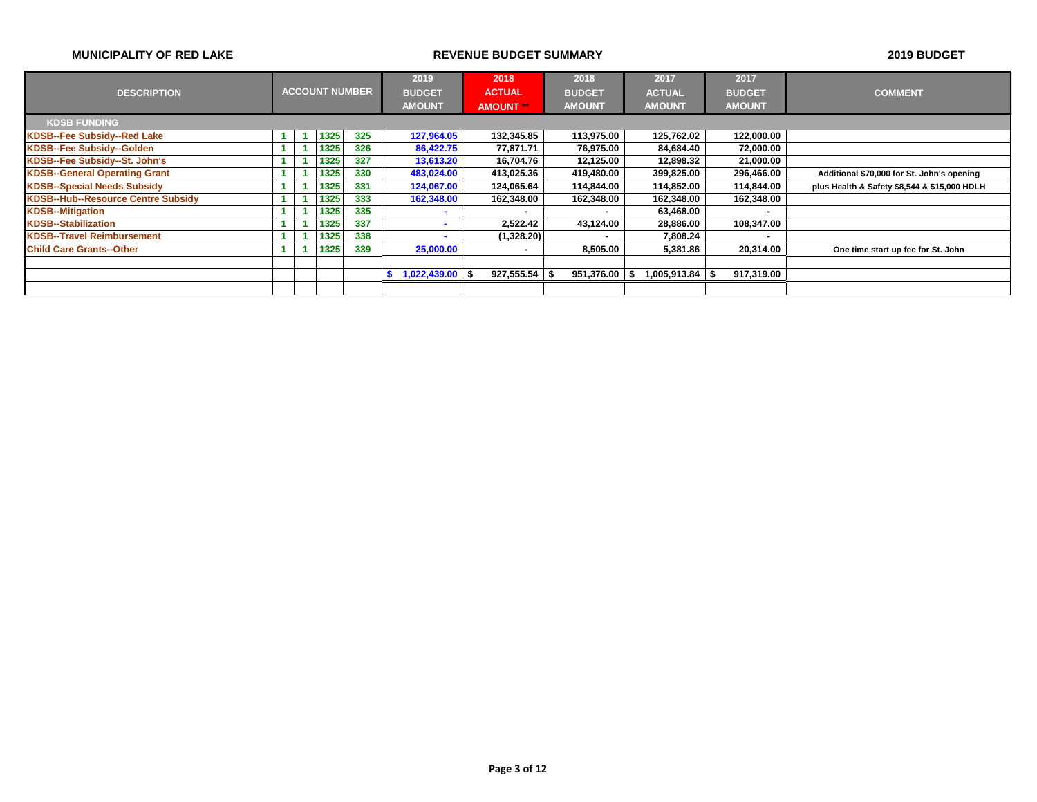**MUNICIPALITY OF RED LAKE** | **REVENUE BUDGET SUMMARY** | **2019 BUDGET**

| DESCRIPTION | ACCOUNT NUMBER | | | | 2019 BUDGET AMOUNT | 2018 ACTUAL AMOUNT ** | 2018 BUDGET AMOUNT | 2017 ACTUAL AMOUNT | 2017 BUDGET AMOUNT | COMMENT |
|---|---|---|---|---|---|---|---|---|---|---|
| **KDSB FUNDING** | | | | | | | | | | |
| KDSB--Fee Subsidy--Red Lake | 1 | 1 | 1325 | 325 | 127,964.05 | 132,345.85 | 113,975.00 | 125,762.02 | 122,000.00 | |
| KDSB--Fee Subsidy--Golden | 1 | 1 | 1325 | 326 | 86,422.75 | 77,871.71 | 76,975.00 | 84,684.40 | 72,000.00 | |
| KDSB--Fee Subsidy--St. John's | 1 | 1 | 1325 | 327 | 13,613.20 | 16,704.76 | 12,125.00 | 12,898.32 | 21,000.00 | |
| KDSB--General Operating Grant | 1 | 1 | 1325 | 330 | 483,024.00 | 413,025.36 | 419,480.00 | 399,825.00 | 296,466.00 | Additional $70,000 for St. John's opening |
| KDSB--Special Needs Subsidy | 1 | 1 | 1325 | 331 | 124,067.00 | 124,065.64 | 114,844.00 | 114,852.00 | 114,844.00 | plus Health & Safety $8,544 & $15,000 HDLH |
| KDSB--Hub--Resource Centre Subsidy | 1 | 1 | 1325 | 333 | 162,348.00 | 162,348.00 | 162,348.00 | 162,348.00 | 162,348.00 | |
| KDSB--Mitigation | 1 | 1 | 1325 | 335 | - | - | - | 63,468.00 | - | |
| KDSB--Stabilization | 1 | 1 | 1325 | 337 | - | 2,522.42 | 43,124.00 | 28,886.00 | 108,347.00 | |
| KDSB--Travel Reimbursement | 1 | 1 | 1325 | 338 | - | (1,328.20) | - | 7,808.24 | - | |
| Child Care Grants--Other | 1 | 1 | 1325 | 339 | 25,000.00 | - | 8,505.00 | 5,381.86 | 20,314.00 | One time start up fee for St. John |
| | | | | | | | | | | |
| | | | | | $ 1,022,439.00 | $ 927,555.54 | $ 951,376.00 | $ 1,005,913.84 | $ 917,319.00 | |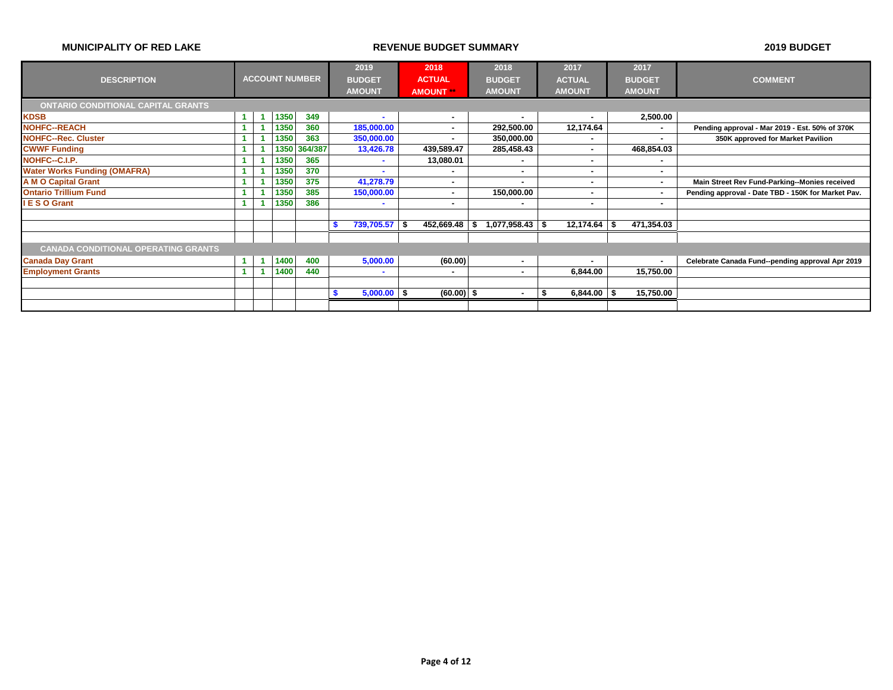**MUNICIPALITY OF RED LAKE** — **REVENUE BUDGET SUMMARY** — **2019 BUDGET**

| DESCRIPTION | ACCOUNT NUMBER | | | | 2019 BUDGET AMOUNT | 2018 ACTUAL AMOUNT ** | 2018 BUDGET AMOUNT | 2017 ACTUAL AMOUNT | 2017 BUDGET AMOUNT | COMMENT |
|---|---|---|---|---|---|---|---|---|---|---|
| **ONTARIO CONDITIONAL CAPITAL GRANTS** | | | | | | | | | | |
| KDSB | 1 | 1 | 1350 | 349 | - | - | - | - | 2,500.00 | |
| NOHFC--REACH | 1 | 1 | 1350 | 360 | 185,000.00 | - | 292,500.00 | 12,174.64 | - | Pending approval - Mar 2019 - Est. 50% of 370K |
| NOHFC--Rec. Cluster | 1 | 1 | 1350 | 363 | 350,000.00 | - | 350,000.00 | - | - | 350K approved for Market Pavilion |
| CWWF Funding | 1 | 1 | 1350 | 364/387 | 13,426.78 | 439,589.47 | 285,458.43 | - | 468,854.03 | |
| NOHFC--C.I.P. | 1 | 1 | 1350 | 365 | - | 13,080.01 | - | - | - | |
| Water Works Funding (OMAFRA) | 1 | 1 | 1350 | 370 | - | - | - | - | - | |
| A M O Capital Grant | 1 | 1 | 1350 | 375 | 41,278.79 | - | - | - | - | Main Street Rev Fund-Parking--Monies received |
| Ontario Trillium Fund | 1 | 1 | 1350 | 385 | 150,000.00 | - | 150,000.00 | - | - | Pending approval - Date TBD - 150K for Market Pav. |
| I E S O Grant | 1 | 1 | 1350 | 386 | - | - | - | - | - | |
| | | | | | $ 739,705.57 | $ 452,669.48 | $ 1,077,958.43 | $ 12,174.64 | $ 471,354.03 | |
| **CANADA CONDITIONAL OPERATING GRANTS** | | | | | | | | | | |
| Canada Day Grant | 1 | 1 | 1400 | 400 | 5,000.00 | (60.00) | - | - | - | Celebrate Canada Fund--pending approval Apr 2019 |
| Employment Grants | 1 | 1 | 1400 | 440 | - | - | - | 6,844.00 | 15,750.00 | |
| | | | | | $ 5,000.00 | $ (60.00) | $ - | $ 6,844.00 | $ 15,750.00 | |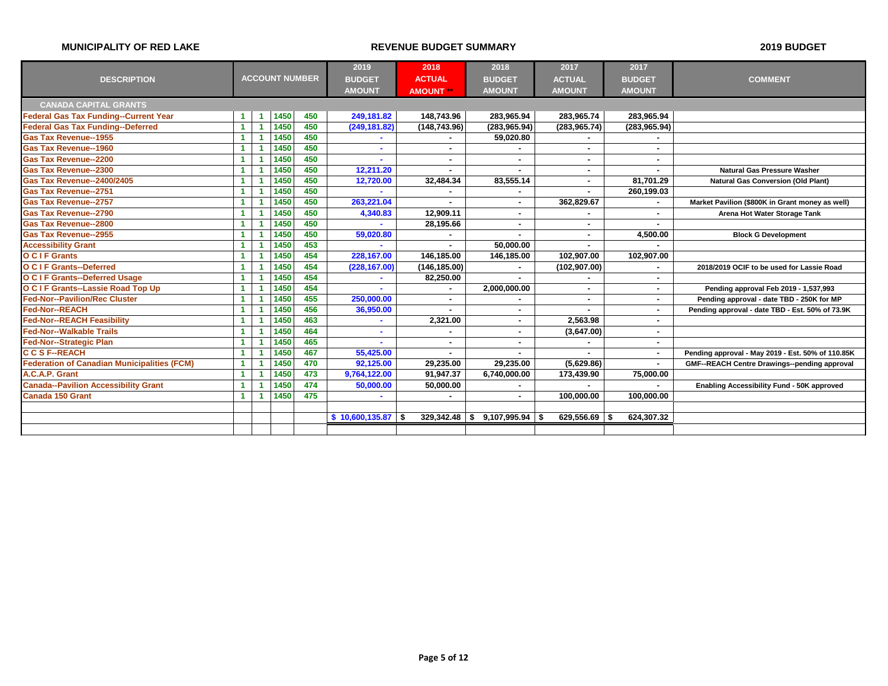**MUNICIPALITY OF RED LAKE** | **REVENUE BUDGET SUMMARY** | **2019 BUDGET**

| DESCRIPTION | ACCOUNT NUMBER | | | | 2019 BUDGET AMOUNT | 2018 ACTUAL AMOUNT ** | 2018 BUDGET AMOUNT | 2017 ACTUAL AMOUNT | 2017 BUDGET AMOUNT | COMMENT |
|---|---|---|---|---|---|---|---|---|---|---|
| **CANADA CAPITAL GRANTS** | | | | | | | | | | |
| Federal Gas Tax Funding--Current Year | 1 | 1 | 1450 | 450 | 249,181.82 | 148,743.96 | 283,965.94 | 283,965.74 | 283,965.94 | |
| Federal Gas Tax Funding--Deferred | 1 | 1 | 1450 | 450 | (249,181.82) | (148,743.96) | (283,965.94) | (283,965.74) | (283,965.94) | |
| Gas Tax Revenue--1955 | 1 | 1 | 1450 | 450 | - | - | 59,020.80 | - | - | |
| Gas Tax Revenue--1960 | 1 | 1 | 1450 | 450 | - | - | - | - | - | |
| Gas Tax Revenue--2200 | 1 | 1 | 1450 | 450 | - | - | - | - | - | |
| Gas Tax Revenue--2300 | 1 | 1 | 1450 | 450 | 12,211.20 | - | - | - | - | Natural Gas Pressure Washer |
| Gas Tax Revenue--2400/2405 | 1 | 1 | 1450 | 450 | 12,720.00 | 32,484.34 | 83,555.14 | - | 81,701.29 | Natural Gas Conversion (Old Plant) |
| Gas Tax Revenue--2751 | 1 | 1 | 1450 | 450 | - | - | - | - | 260,199.03 | |
| Gas Tax Revenue--2757 | 1 | 1 | 1450 | 450 | 263,221.04 | - | - | 362,829.67 | - | Market Pavilion ($800K in Grant money as well) |
| Gas Tax Revenue--2790 | 1 | 1 | 1450 | 450 | 4,340.83 | 12,909.11 | - | - | - | Arena Hot Water Storage Tank |
| Gas Tax Revenue--2800 | 1 | 1 | 1450 | 450 | - | 28,195.66 | - | - | - | |
| Gas Tax Revenue--2955 | 1 | 1 | 1450 | 450 | 59,020.80 | - | - | - | 4,500.00 | Block G Development |
| Accessibility Grant | 1 | 1 | 1450 | 453 | - | - | 50,000.00 | - | - | |
| O C I F Grants | 1 | 1 | 1450 | 454 | 228,167.00 | 146,185.00 | 146,185.00 | 102,907.00 | 102,907.00 | |
| O C I F Grants--Deferred | 1 | 1 | 1450 | 454 | (228,167.00) | (146,185.00) | - | (102,907.00) | - | 2018/2019 OCIF to be used for Lassie Road |
| O C I F Grants--Deferred Usage | 1 | 1 | 1450 | 454 | - | 82,250.00 | - | - | - | |
| O C I F Grants--Lassie Road Top Up | 1 | 1 | 1450 | 454 | - | - | 2,000,000.00 | - | - | Pending approval Feb 2019 - 1,537,993 |
| Fed-Nor--Pavilion/Rec Cluster | 1 | 1 | 1450 | 455 | 250,000.00 | - | - | - | - | Pending approval - date TBD - 250K for MP |
| Fed-Nor--REACH | 1 | 1 | 1450 | 456 | 36,950.00 | - | - | - | - | Pending approval - date TBD - Est. 50% of 73.9K |
| Fed-Nor--REACH Feasibility | 1 | 1 | 1450 | 463 | - | 2,321.00 | - | 2,563.98 | - | |
| Fed-Nor--Walkable Trails | 1 | 1 | 1450 | 464 | - | - | - | (3,647.00) | - | |
| Fed-Nor--Strategic Plan | 1 | 1 | 1450 | 465 | - | - | - | - | - | |
| C C S F--REACH | 1 | 1 | 1450 | 467 | 55,425.00 | - | - | - | - | Pending approval - May 2019 - Est. 50% of 110.85K |
| Federation of Canadian Municipalities (FCM) | 1 | 1 | 1450 | 470 | 92,125.00 | 29,235.00 | 29,235.00 | (5,629.86) | - | GMF--REACH Centre Drawings--pending approval |
| A.C.A.P. Grant | 1 | 1 | 1450 | 473 | 9,764,122.00 | 91,947.37 | 6,740,000.00 | 173,439.90 | 75,000.00 | |
| Canada--Pavilion Accessibility Grant | 1 | 1 | 1450 | 474 | 50,000.00 | 50,000.00 | - | - | - | Enabling Accessibility Fund - 50K approved |
| Canada 150 Grant | 1 | 1 | 1450 | 475 | - | - | - | 100,000.00 | 100,000.00 | |
| | | | | | $ 10,600,135.87 | $ 329,342.48 | $ 9,107,995.94 | $ 629,556.69 | $ 624,307.32 | |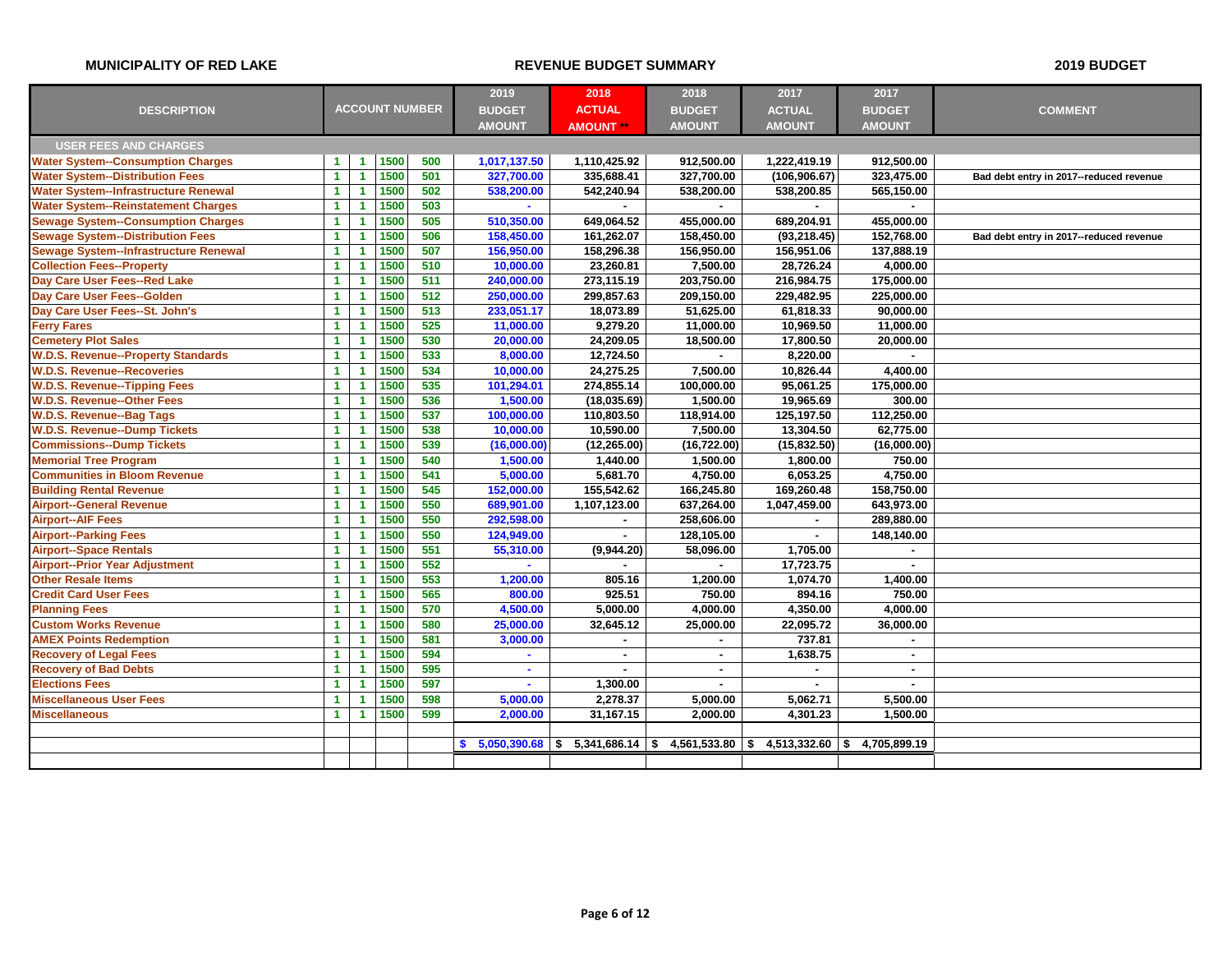**MUNICIPALITY OF RED LAKE** | **REVENUE BUDGET SUMMARY** | **2019 BUDGET**

| DESCRIPTION | ACCOUNT NUMBER | | | | 2019 BUDGET AMOUNT | 2018 ACTUAL AMOUNT ** | 2018 BUDGET AMOUNT | 2017 ACTUAL AMOUNT | 2017 BUDGET AMOUNT | COMMENT |
|---|---|---|---|---|---|---|---|---|---|---|
| **USER FEES AND CHARGES** | | | | | | | | | | |
| Water System--Consumption Charges | 1 | 1 | 1500 | 500 | 1,017,137.50 | 1,110,425.92 | 912,500.00 | 1,222,419.19 | 912,500.00 | |
| Water System--Distribution Fees | 1 | 1 | 1500 | 501 | 327,700.00 | 335,688.41 | 327,700.00 | (106,906.67) | 323,475.00 | Bad debt entry in 2017--reduced revenue |
| Water System--Infrastructure Renewal | 1 | 1 | 1500 | 502 | 538,200.00 | 542,240.94 | 538,200.00 | 538,200.85 | 565,150.00 | |
| Water System--Reinstatement Charges | 1 | 1 | 1500 | 503 | - | - | - | - | - | |
| Sewage System--Consumption Charges | 1 | 1 | 1500 | 505 | 510,350.00 | 649,064.52 | 455,000.00 | 689,204.91 | 455,000.00 | |
| Sewage System--Distribution Fees | 1 | 1 | 1500 | 506 | 158,450.00 | 161,262.07 | 158,450.00 | (93,218.45) | 152,768.00 | Bad debt entry in 2017--reduced revenue |
| Sewage System--Infrastructure Renewal | 1 | 1 | 1500 | 507 | 156,950.00 | 158,296.38 | 156,950.00 | 156,951.06 | 137,888.19 | |
| Collection Fees--Property | 1 | 1 | 1500 | 510 | 10,000.00 | 23,260.81 | 7,500.00 | 28,726.24 | 4,000.00 | |
| Day Care User Fees--Red Lake | 1 | 1 | 1500 | 511 | 240,000.00 | 273,115.19 | 203,750.00 | 216,984.75 | 175,000.00 | |
| Day Care User Fees--Golden | 1 | 1 | 1500 | 512 | 250,000.00 | 299,857.63 | 209,150.00 | 229,482.95 | 225,000.00 | |
| Day Care User Fees--St. John's | 1 | 1 | 1500 | 513 | 233,051.17 | 18,073.89 | 51,625.00 | 61,818.33 | 90,000.00 | |
| Ferry Fares | 1 | 1 | 1500 | 525 | 11,000.00 | 9,279.20 | 11,000.00 | 10,969.50 | 11,000.00 | |
| Cemetery Plot Sales | 1 | 1 | 1500 | 530 | 20,000.00 | 24,209.05 | 18,500.00 | 17,800.50 | 20,000.00 | |
| W.D.S. Revenue--Property Standards | 1 | 1 | 1500 | 533 | 8,000.00 | 12,724.50 | - | 8,220.00 | - | |
| W.D.S. Revenue--Recoveries | 1 | 1 | 1500 | 534 | 10,000.00 | 24,275.25 | 7,500.00 | 10,826.44 | 4,400.00 | |
| W.D.S. Revenue--Tipping Fees | 1 | 1 | 1500 | 535 | 101,294.01 | 274,855.14 | 100,000.00 | 95,061.25 | 175,000.00 | |
| W.D.S. Revenue--Other Fees | 1 | 1 | 1500 | 536 | 1,500.00 | (18,035.69) | 1,500.00 | 19,965.69 | 300.00 | |
| W.D.S. Revenue--Bag Tags | 1 | 1 | 1500 | 537 | 100,000.00 | 110,803.50 | 118,914.00 | 125,197.50 | 112,250.00 | |
| W.D.S. Revenue--Dump Tickets | 1 | 1 | 1500 | 538 | 10,000.00 | 10,590.00 | 7,500.00 | 13,304.50 | 62,775.00 | |
| Commissions--Dump Tickets | 1 | 1 | 1500 | 539 | (16,000.00) | (12,265.00) | (16,722.00) | (15,832.50) | (16,000.00) | |
| Memorial Tree Program | 1 | 1 | 1500 | 540 | 1,500.00 | 1,440.00 | 1,500.00 | 1,800.00 | 750.00 | |
| Communities in Bloom Revenue | 1 | 1 | 1500 | 541 | 5,000.00 | 5,681.70 | 4,750.00 | 6,053.25 | 4,750.00 | |
| Building Rental Revenue | 1 | 1 | 1500 | 545 | 152,000.00 | 155,542.62 | 166,245.80 | 169,260.48 | 158,750.00 | |
| Airport--General Revenue | 1 | 1 | 1500 | 550 | 689,901.00 | 1,107,123.00 | 637,264.00 | 1,047,459.00 | 643,973.00 | |
| Airport--AIF Fees | 1 | 1 | 1500 | 550 | 292,598.00 | - | 258,606.00 | - | 289,880.00 | |
| Airport--Parking Fees | 1 | 1 | 1500 | 550 | 124,949.00 | - | 128,105.00 | - | 148,140.00 | |
| Airport--Space Rentals | 1 | 1 | 1500 | 551 | 55,310.00 | (9,944.20) | 58,096.00 | 1,705.00 | - | |
| Airport--Prior Year Adjustment | 1 | 1 | 1500 | 552 | - | - | - | 17,723.75 | - | |
| Other Resale Items | 1 | 1 | 1500 | 553 | 1,200.00 | 805.16 | 1,200.00 | 1,074.70 | 1,400.00 | |
| Credit Card User Fees | 1 | 1 | 1500 | 565 | 800.00 | 925.51 | 750.00 | 894.16 | 750.00 | |
| Planning Fees | 1 | 1 | 1500 | 570 | 4,500.00 | 5,000.00 | 4,000.00 | 4,350.00 | 4,000.00 | |
| Custom Works Revenue | 1 | 1 | 1500 | 580 | 25,000.00 | 32,645.12 | 25,000.00 | 22,095.72 | 36,000.00 | |
| AMEX Points Redemption | 1 | 1 | 1500 | 581 | 3,000.00 | - | - | 737.81 | - | |
| Recovery of Legal Fees | 1 | 1 | 1500 | 594 | - | - | - | 1,638.75 | - | |
| Recovery of Bad Debts | 1 | 1 | 1500 | 595 | - | - | - | - | - | |
| Elections Fees | 1 | 1 | 1500 | 597 | - | 1,300.00 | - | - | - | |
| Miscellaneous User Fees | 1 | 1 | 1500 | 598 | 5,000.00 | 2,278.37 | 5,000.00 | 5,062.71 | 5,500.00 | |
| Miscellaneous | 1 | 1 | 1500 | 599 | 2,000.00 | 31,167.15 | 2,000.00 | 4,301.23 | 1,500.00 | |
| | | | | | $ 5,050,390.68 | $ 5,341,686.14 | $ 4,561,533.80 | $ 4,513,332.60 | $ 4,705,899.19 | |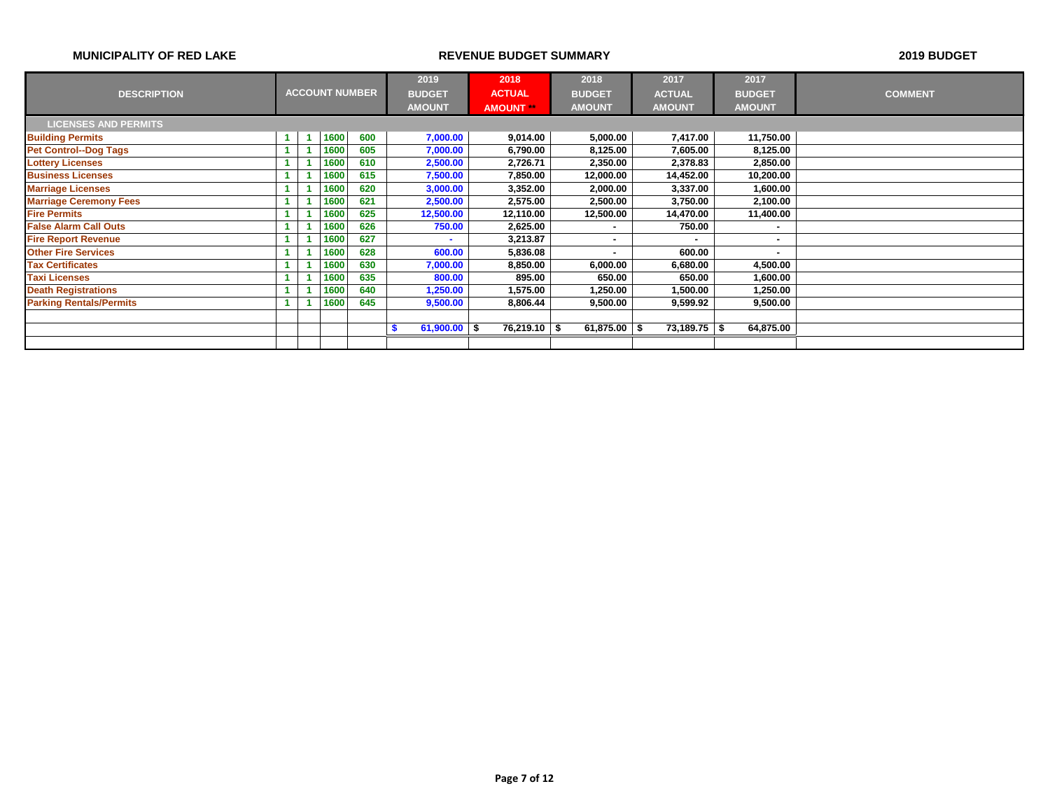**MUNICIPALITY OF RED LAKE** | **REVENUE BUDGET SUMMARY** | **2019 BUDGET**

| DESCRIPTION | ACCOUNT NUMBER | | | | 2019 BUDGET AMOUNT | 2018 ACTUAL AMOUNT ** | 2018 BUDGET AMOUNT | 2017 ACTUAL AMOUNT | 2017 BUDGET AMOUNT | COMMENT |
|---|---|---|---|---|---|---|---|---|---|---|
| **LICENSES AND PERMITS** | | | | | | | | | | |
| Building Permits | 1 | 1 | 1600 | 600 | 7,000.00 | 9,014.00 | 5,000.00 | 7,417.00 | 11,750.00 | |
| Pet Control--Dog Tags | 1 | 1 | 1600 | 605 | 7,000.00 | 6,790.00 | 8,125.00 | 7,605.00 | 8,125.00 | |
| Lottery Licenses | 1 | 1 | 1600 | 610 | 2,500.00 | 2,726.71 | 2,350.00 | 2,378.83 | 2,850.00 | |
| Business Licenses | 1 | 1 | 1600 | 615 | 7,500.00 | 7,850.00 | 12,000.00 | 14,452.00 | 10,200.00 | |
| Marriage Licenses | 1 | 1 | 1600 | 620 | 3,000.00 | 3,352.00 | 2,000.00 | 3,337.00 | 1,600.00 | |
| Marriage Ceremony Fees | 1 | 1 | 1600 | 621 | 2,500.00 | 2,575.00 | 2,500.00 | 3,750.00 | 2,100.00 | |
| Fire Permits | 1 | 1 | 1600 | 625 | 12,500.00 | 12,110.00 | 12,500.00 | 14,470.00 | 11,400.00 | |
| False Alarm Call Outs | 1 | 1 | 1600 | 626 | 750.00 | 2,625.00 | - | 750.00 | - | |
| Fire Report Revenue | 1 | 1 | 1600 | 627 | - | 3,213.87 | - | - | - | |
| Other Fire Services | 1 | 1 | 1600 | 628 | 600.00 | 5,836.08 | - | 600.00 | - | |
| Tax Certificates | 1 | 1 | 1600 | 630 | 7,000.00 | 8,850.00 | 6,000.00 | 6,680.00 | 4,500.00 | |
| Taxi Licenses | 1 | 1 | 1600 | 635 | 800.00 | 895.00 | 650.00 | 650.00 | 1,600.00 | |
| Death Registrations | 1 | 1 | 1600 | 640 | 1,250.00 | 1,575.00 | 1,250.00 | 1,500.00 | 1,250.00 | |
| Parking Rentals/Permits | 1 | 1 | 1600 | 645 | 9,500.00 | 8,806.44 | 9,500.00 | 9,599.92 | 9,500.00 | |
| | | | | | | | | | | |
| | | | | | $ 61,900.00 | $ 76,219.10 | $ 61,875.00 | $ 73,189.75 | $ 64,875.00 | |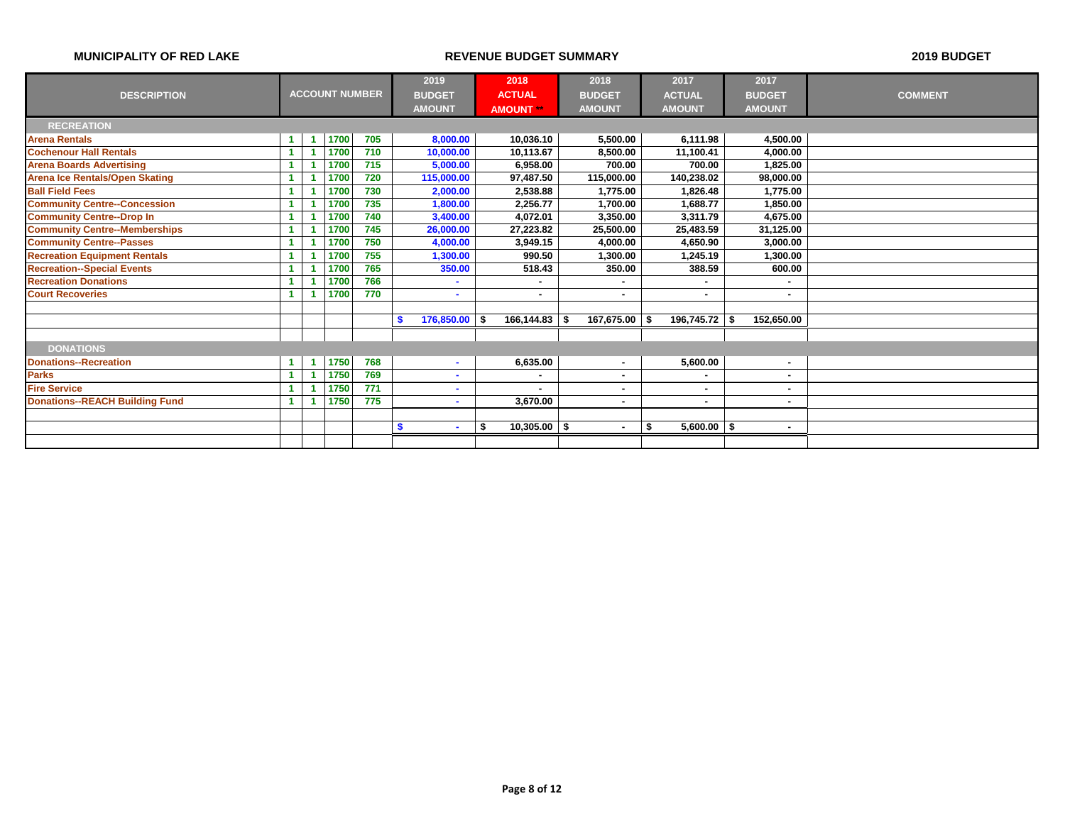**MUNICIPALITY OF RED LAKE** | **REVENUE BUDGET SUMMARY** | **2019 BUDGET**

| DESCRIPTION | ACCOUNT NUMBER | | | | 2019 BUDGET AMOUNT | 2018 ACTUAL AMOUNT ** | 2018 BUDGET AMOUNT | 2017 ACTUAL AMOUNT | 2017 BUDGET AMOUNT | COMMENT |
|---|---|---|---|---|---|---|---|---|---|---|
| **RECREATION** | | | | | | | | | | |
| Arena Rentals | 1 | 1 | 1700 | 705 | 8,000.00 | 10,036.10 | 5,500.00 | 6,111.98 | 4,500.00 | |
| Cochenour Hall Rentals | 1 | 1 | 1700 | 710 | 10,000.00 | 10,113.67 | 8,500.00 | 11,100.41 | 4,000.00 | |
| Arena Boards Advertising | 1 | 1 | 1700 | 715 | 5,000.00 | 6,958.00 | 700.00 | 700.00 | 1,825.00 | |
| Arena Ice Rentals/Open Skating | 1 | 1 | 1700 | 720 | 115,000.00 | 97,487.50 | 115,000.00 | 140,238.02 | 98,000.00 | |
| Ball Field Fees | 1 | 1 | 1700 | 730 | 2,000.00 | 2,538.88 | 1,775.00 | 1,826.48 | 1,775.00 | |
| Community Centre--Concession | 1 | 1 | 1700 | 735 | 1,800.00 | 2,256.77 | 1,700.00 | 1,688.77 | 1,850.00 | |
| Community Centre--Drop In | 1 | 1 | 1700 | 740 | 3,400.00 | 4,072.01 | 3,350.00 | 3,311.79 | 4,675.00 | |
| Community Centre--Memberships | 1 | 1 | 1700 | 745 | 26,000.00 | 27,223.82 | 25,500.00 | 25,483.59 | 31,125.00 | |
| Community Centre--Passes | 1 | 1 | 1700 | 750 | 4,000.00 | 3,949.15 | 4,000.00 | 4,650.90 | 3,000.00 | |
| Recreation Equipment Rentals | 1 | 1 | 1700 | 755 | 1,300.00 | 990.50 | 1,300.00 | 1,245.19 | 1,300.00 | |
| Recreation--Special Events | 1 | 1 | 1700 | 765 | 350.00 | 518.43 | 350.00 | 388.59 | 600.00 | |
| Recreation Donations | 1 | 1 | 1700 | 766 | - | - | - | - | - | |
| Court Recoveries | 1 | 1 | 1700 | 770 | - | - | - | - | - | |
| | | | | | $ 176,850.00 | $ 166,144.83 | $ 167,675.00 | $ 196,745.72 | $ 152,650.00 | |
| **DONATIONS** | | | | | | | | | | |
| Donations--Recreation | 1 | 1 | 1750 | 768 | - | 6,635.00 | - | 5,600.00 | - | |
| Parks | 1 | 1 | 1750 | 769 | - | - | - | - | - | |
| Fire Service | 1 | 1 | 1750 | 771 | - | - | - | - | - | |
| Donations--REACH Building Fund | 1 | 1 | 1750 | 775 | - | 3,670.00 | - | - | - | |
| | | | | | $ - | $ 10,305.00 | $ - | $ 5,600.00 | $ - | |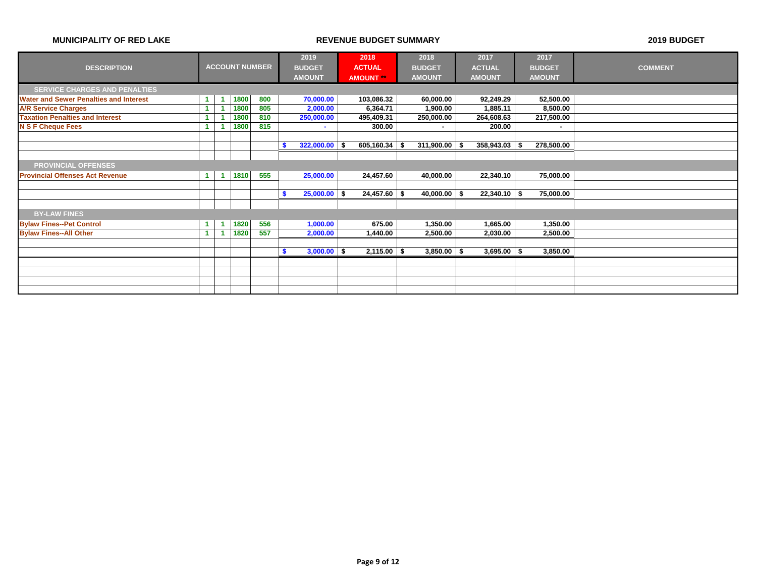**MUNICIPALITY OF RED LAKE** | **REVENUE BUDGET SUMMARY** | **2019 BUDGET**

| DESCRIPTION | ACCOUNT NUMBER | | | | 2019 BUDGET AMOUNT | 2018 ACTUAL AMOUNT ** | 2018 BUDGET AMOUNT | 2017 ACTUAL AMOUNT | 2017 BUDGET AMOUNT | COMMENT |
|---|---|---|---|---|---|---|---|---|---|---|
| **SERVICE CHARGES AND PENALTIES** | | | | | | | | | | |
| Water and Sewer Penalties and Interest | 1 | 1 | 1800 | 800 | 70,000.00 | 103,086.32 | 60,000.00 | 92,249.29 | 52,500.00 | |
| A/R Service Charges | 1 | 1 | 1800 | 805 | 2,000.00 | 6,364.71 | 1,900.00 | 1,885.11 | 8,500.00 | |
| Taxation Penalties and Interest | 1 | 1 | 1800 | 810 | 250,000.00 | 495,409.31 | 250,000.00 | 264,608.63 | 217,500.00 | |
| N S F Cheque Fees | 1 | 1 | 1800 | 815 | - | 300.00 | - | 200.00 | - | |
| | | | | | $ 322,000.00 | $ 605,160.34 | $ 311,900.00 | $ 358,943.03 | $ 278,500.00 | |
| **PROVINCIAL OFFENSES** | | | | | | | | | | |
| Provincial Offenses Act Revenue | 1 | 1 | 1810 | 555 | 25,000.00 | 24,457.60 | 40,000.00 | 22,340.10 | 75,000.00 | |
| | | | | | $ 25,000.00 | $ 24,457.60 | $ 40,000.00 | $ 22,340.10 | $ 75,000.00 | |
| **BY-LAW FINES** | | | | | | | | | | |
| Bylaw Fines--Pet Control | 1 | 1 | 1820 | 556 | 1,000.00 | 675.00 | 1,350.00 | 1,665.00 | 1,350.00 | |
| Bylaw Fines--All Other | 1 | 1 | 1820 | 557 | 2,000.00 | 1,440.00 | 2,500.00 | 2,030.00 | 2,500.00 | |
| | | | | | $ 3,000.00 | $ 2,115.00 | $ 3,850.00 | $ 3,695.00 | $ 3,850.00 | |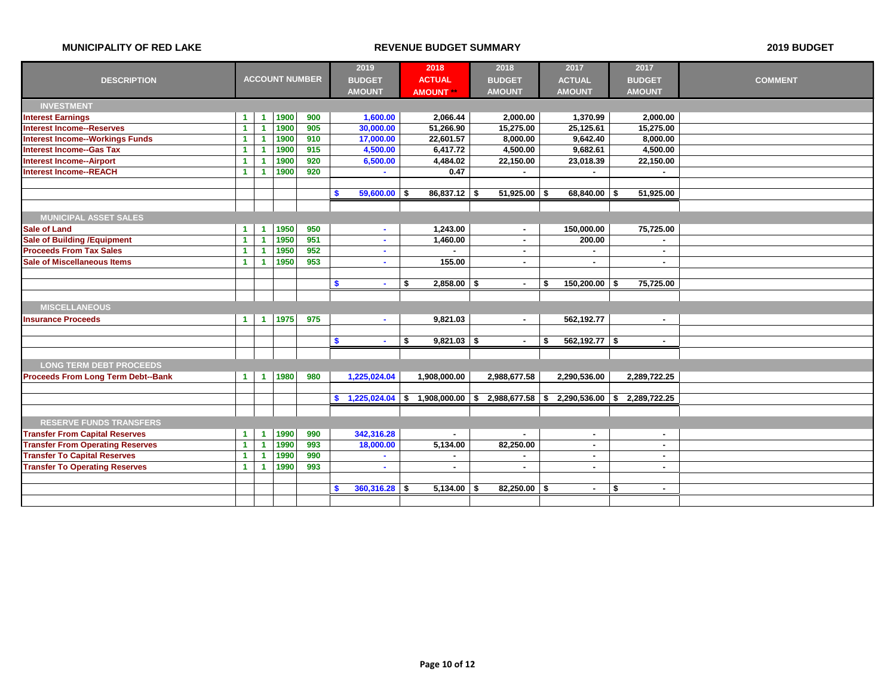**MUNICIPALITY OF RED LAKE** | **REVENUE BUDGET SUMMARY** | **2019 BUDGET**

| DESCRIPTION | ACCOUNT NUMBER | | | | 2019 BUDGET AMOUNT | 2018 ACTUAL AMOUNT ** | 2018 BUDGET AMOUNT | 2017 ACTUAL AMOUNT | 2017 BUDGET AMOUNT | COMMENT |
|---|---|---|---|---|---|---|---|---|---|---|
| **INVESTMENT** | | | | | | | | | | |
| Interest Earnings | 1 | 1 | 1900 | 900 | 1,600.00 | 2,066.44 | 2,000.00 | 1,370.99 | 2,000.00 | |
| Interest Income--Reserves | 1 | 1 | 1900 | 905 | 30,000.00 | 51,266.90 | 15,275.00 | 25,125.61 | 15,275.00 | |
| Interest Income--Workings Funds | 1 | 1 | 1900 | 910 | 17,000.00 | 22,601.57 | 8,000.00 | 9,642.40 | 8,000.00 | |
| Interest Income--Gas Tax | 1 | 1 | 1900 | 915 | 4,500.00 | 6,417.72 | 4,500.00 | 9,682.61 | 4,500.00 | |
| Interest Income--Airport | 1 | 1 | 1900 | 920 | 6,500.00 | 4,484.02 | 22,150.00 | 23,018.39 | 22,150.00 | |
| Interest Income--REACH | 1 | 1 | 1900 | 920 | - | 0.47 | - | - | - | |
| | | | | | $ 59,600.00 | $ 86,837.12 | $ 51,925.00 | $ 68,840.00 | $ 51,925.00 | |
| **MUNICIPAL ASSET SALES** | | | | | | | | | | |
| Sale of Land | 1 | 1 | 1950 | 950 | - | 1,243.00 | - | 150,000.00 | 75,725.00 | |
| Sale of Building /Equipment | 1 | 1 | 1950 | 951 | - | 1,460.00 | - | 200.00 | - | |
| Proceeds From Tax Sales | 1 | 1 | 1950 | 952 | - | - | - | - | - | |
| Sale of Miscellaneous Items | 1 | 1 | 1950 | 953 | - | 155.00 | - | - | - | |
| | | | | | $ - | $ 2,858.00 | $ - | $ 150,200.00 | $ 75,725.00 | |
| **MISCELLANEOUS** | | | | | | | | | | |
| Insurance Proceeds | 1 | 1 | 1975 | 975 | - | 9,821.03 | - | 562,192.77 | - | |
| | | | | | $ - | $ 9,821.03 | $ - | $ 562,192.77 | $ - | |
| **LONG TERM DEBT PROCEEDS** | | | | | | | | | | |
| Proceeds From Long Term Debt--Bank | 1 | 1 | 1980 | 980 | 1,225,024.04 | 1,908,000.00 | 2,988,677.58 | 2,290,536.00 | 2,289,722.25 | |
| | | | | | $ 1,225,024.04 | $ 1,908,000.00 | $ 2,988,677.58 | $ 2,290,536.00 | $ 2,289,722.25 | |
| **RESERVE FUNDS TRANSFERS** | | | | | | | | | | |
| Transfer From Capital Reserves | 1 | 1 | 1990 | 990 | 342,316.28 | - | - | - | - | |
| Transfer From Operating Reserves | 1 | 1 | 1990 | 993 | 18,000.00 | 5,134.00 | 82,250.00 | - | - | |
| Transfer To Capital Reserves | 1 | 1 | 1990 | 990 | - | - | - | - | - | |
| Transfer To Operating Reserves | 1 | 1 | 1990 | 993 | - | - | - | - | - | |
| | | | | | $ 360,316.28 | $ 5,134.00 | $ 82,250.00 | $ - | $ - | |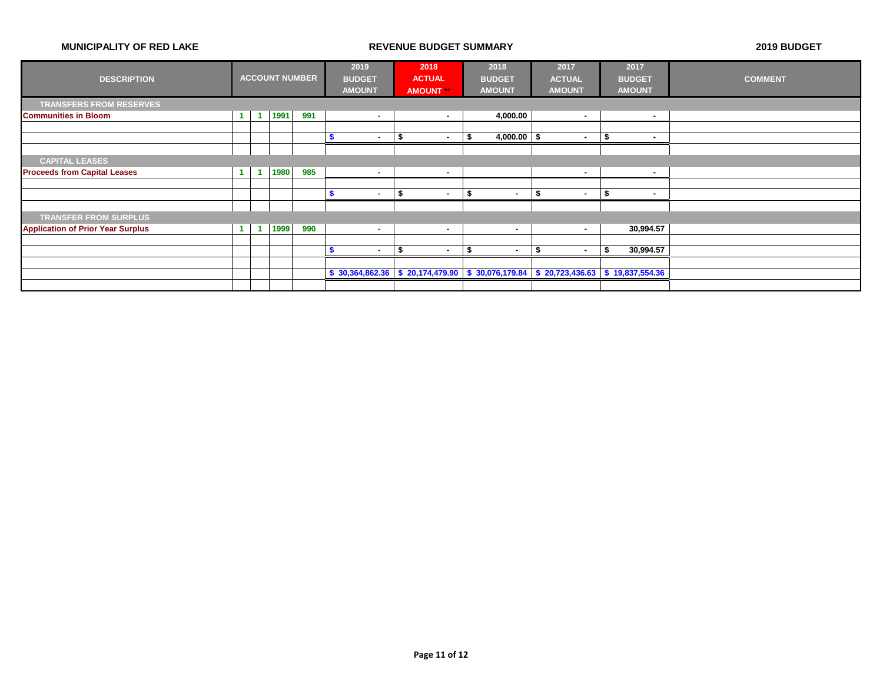**MUNICIPALITY OF RED LAKE** | **REVENUE BUDGET SUMMARY** | **2019 BUDGET**

| DESCRIPTION | ACCOUNT NUMBER | | | | 2019 BUDGET AMOUNT | 2018 ACTUAL AMOUNT ** | 2018 BUDGET AMOUNT | 2017 ACTUAL AMOUNT | 2017 BUDGET AMOUNT | COMMENT |
|---|---|---|---|---|---|---|---|---|---|---|
| **TRANSFERS FROM RESERVES** | | | | | | | | | | |
| **Communities in Bloom** | 1 | 1 | 1991 | 991 | - | - | 4,000.00 | - | - | |
| | | | | | | | | | | |
| | | | | | $ - | $ - | $ 4,000.00 | $ - | $ - | |
| | | | | | | | | | | |
| **CAPITAL LEASES** | | | | | | | | | | |
| **Proceeds from Capital Leases** | 1 | 1 | 1980 | 985 | - | - | | - | - | |
| | | | | | | | | | | |
| | | | | | $ - | $ - | $ - | $ - | $ - | |
| | | | | | | | | | | |
| **TRANSFER FROM SURPLUS** | | | | | | | | | | |
| **Application of Prior Year Surplus** | 1 | 1 | 1999 | 990 | - | - | - | - | 30,994.57 | |
| | | | | | | | | | | |
| | | | | | $ - | $ - | $ - | $ - | $ 30,994.57 | |
| | | | | | | | | | | |
| | | | | | $ 30,364,862.36 | $ 20,174,479.90 | $ 30,076,179.84 | $ 20,723,436.63 | $ 19,837,554.36 | |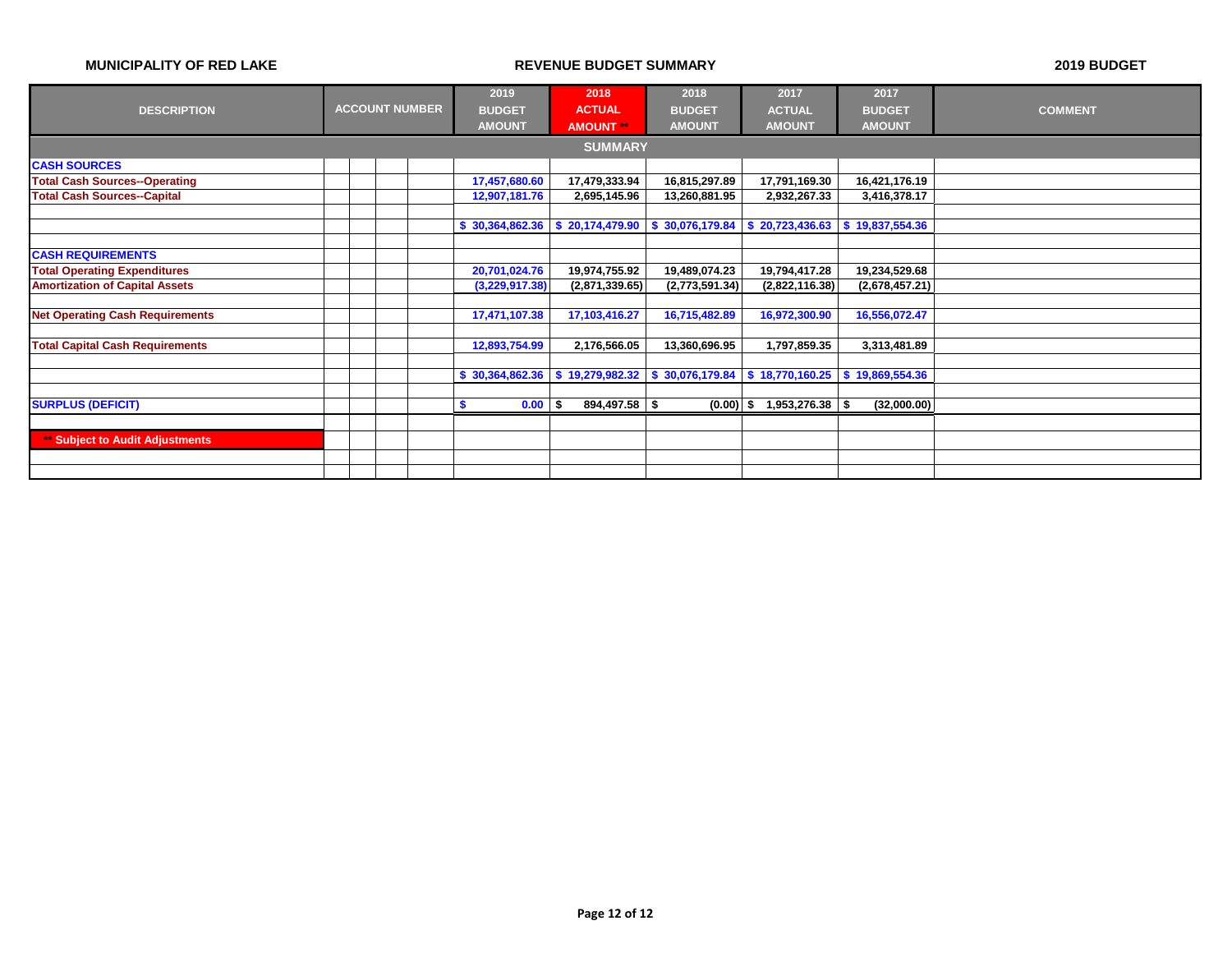MUNICIPALITY OF RED LAKE

REVENUE BUDGET SUMMARY

2019 BUDGET

| DESCRIPTION | ACCOUNT NUMBER | | | | 2019 BUDGET AMOUNT | 2018 ACTUAL AMOUNT ** | 2018 BUDGET AMOUNT | 2017 ACTUAL AMOUNT | 2017 BUDGET AMOUNT | COMMENT |
|---|---|---|---|---|---|---|---|---|---|---|
| **SUMMARY** | | | | | | | | | | |
| **CASH SOURCES** | | | | | | | | | | |
| **Total Cash Sources--Operating** | | | | | 17,457,680.60 | 17,479,333.94 | 16,815,297.89 | 17,791,169.30 | 16,421,176.19 | |
| **Total Cash Sources--Capital** | | | | | 12,907,181.76 | 2,695,145.96 | 13,260,881.95 | 2,932,267.33 | 3,416,378.17 | |
| | | | | | $ 30,364,862.36 | $ 20,174,479.90 | $ 30,076,179.84 | $ 20,723,436.63 | $ 19,837,554.36 | |
| **CASH REQUIREMENTS** | | | | | | | | | | |
| **Total Operating Expenditures** | | | | | 20,701,024.76 | 19,974,755.92 | 19,489,074.23 | 19,794,417.28 | 19,234,529.68 | |
| **Amortization of Capital Assets** | | | | | (3,229,917.38) | (2,871,339.65) | (2,773,591.34) | (2,822,116.38) | (2,678,457.21) | |
| **Net Operating Cash Requirements** | | | | | 17,471,107.38 | 17,103,416.27 | 16,715,482.89 | 16,972,300.90 | 16,556,072.47 | |
| **Total Capital Cash Requirements** | | | | | 12,893,754.99 | 2,176,566.05 | 13,360,696.95 | 1,797,859.35 | 3,313,481.89 | |
| | | | | | $ 30,364,862.36 | $ 19,279,982.32 | $ 30,076,179.84 | $ 18,770,160.25 | $ 19,869,554.36 | |
| **SURPLUS (DEFICIT)** | | | | | $ 0.00 | $ 894,497.58 | $ (0.00) | $ 1,953,276.38 | $ (32,000.00) | |
| ** Subject to Audit Adjustments | | | | | | | | | | |